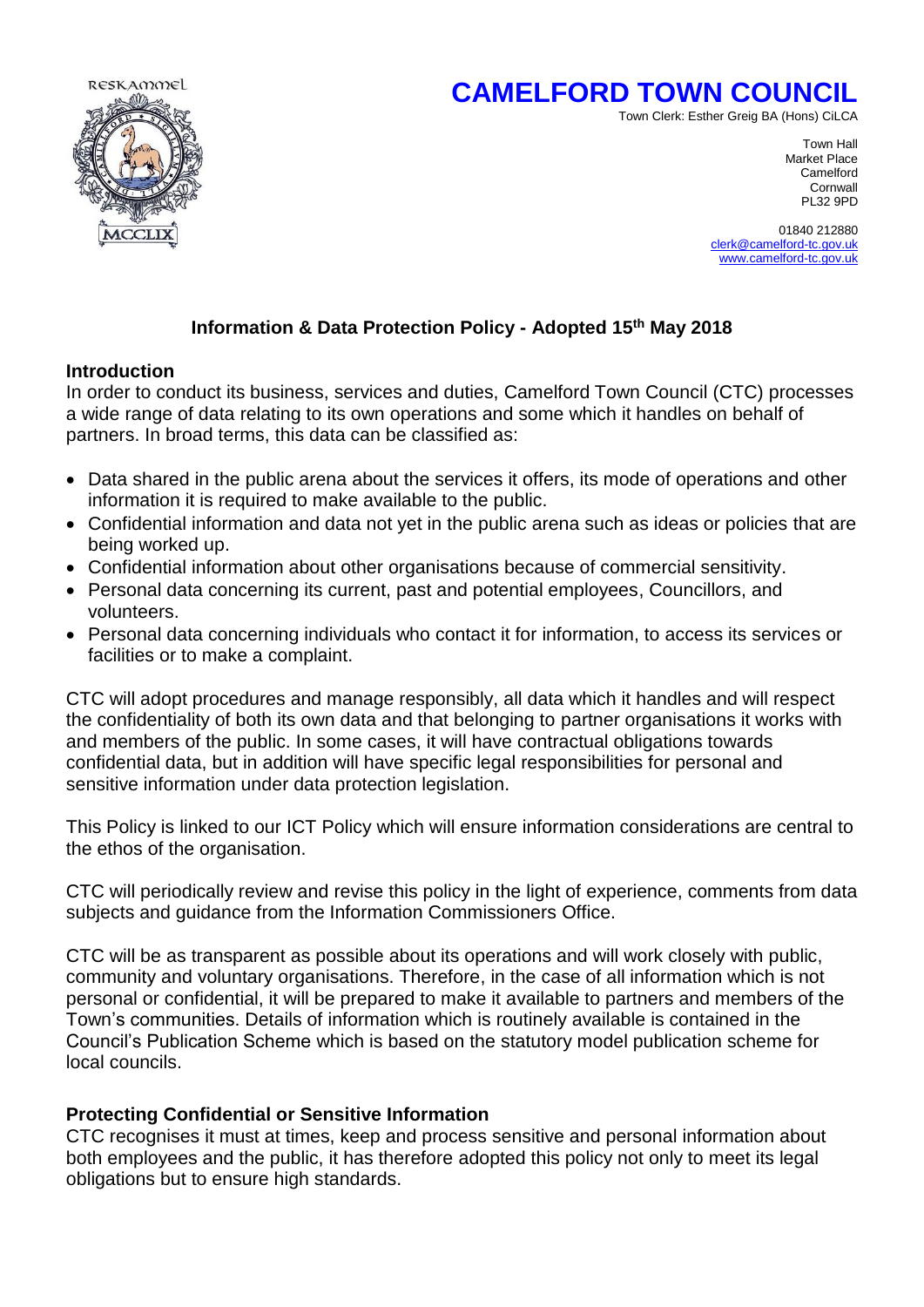RESKAMMEL

MCCLIX

# CAMELFORD TOWN COUNCIL

Town Clerk: Esther Greig BA (Hons) CiLCA

Town Hall
Market Place
Camelford
Cornwall
PL32 9PD

01840 212880
clerk@camelford-tc.gov.uk
www.camelford-tc.gov.uk

## Information & Data Protection Policy - Adopted 15th May 2018

### Introduction

In order to conduct its business, services and duties, Camelford Town Council (CTC) processes a wide range of data relating to its own operations and some which it handles on behalf of partners. In broad terms, this data can be classified as:

- Data shared in the public arena about the services it offers, its mode of operations and other information it is required to make available to the public.
- Confidential information and data not yet in the public arena such as ideas or policies that are being worked up.
- Confidential information about other organisations because of commercial sensitivity.
- Personal data concerning its current, past and potential employees, Councillors, and volunteers.
- Personal data concerning individuals who contact it for information, to access its services or facilities or to make a complaint.

CTC will adopt procedures and manage responsibly, all data which it handles and will respect the confidentiality of both its own data and that belonging to partner organisations it works with and members of the public. In some cases, it will have contractual obligations towards confidential data, but in addition will have specific legal responsibilities for personal and sensitive information under data protection legislation.

This Policy is linked to our ICT Policy which will ensure information considerations are central to the ethos of the organisation.

CTC will periodically review and revise this policy in the light of experience, comments from data subjects and guidance from the Information Commissioners Office.

CTC will be as transparent as possible about its operations and will work closely with public, community and voluntary organisations. Therefore, in the case of all information which is not personal or confidential, it will be prepared to make it available to partners and members of the Town's communities. Details of information which is routinely available is contained in the Council's Publication Scheme which is based on the statutory model publication scheme for local councils.

### Protecting Confidential or Sensitive Information

CTC recognises it must at times, keep and process sensitive and personal information about both employees and the public, it has therefore adopted this policy not only to meet its legal obligations but to ensure high standards.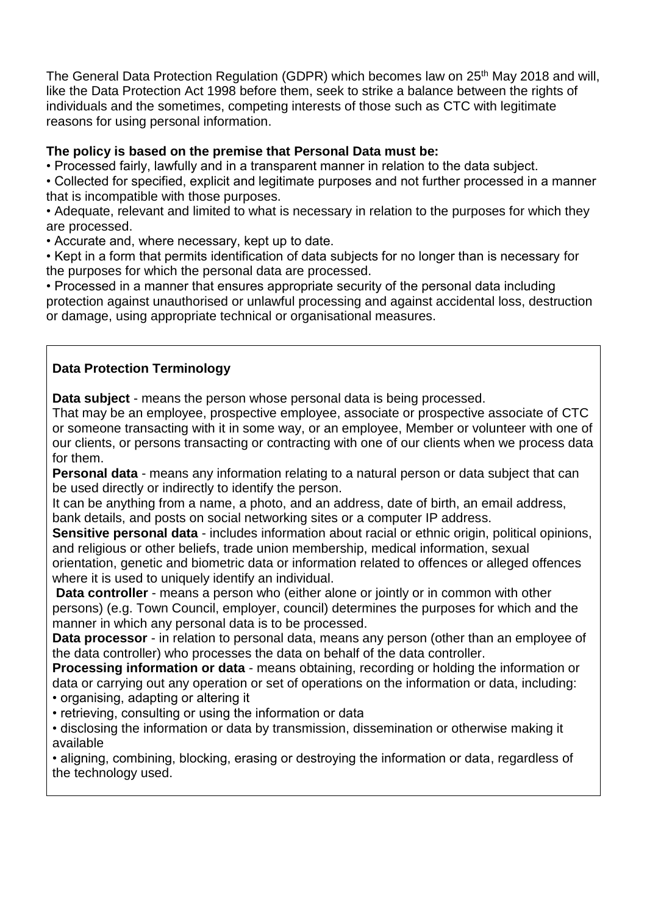The General Data Protection Regulation (GDPR) which becomes law on 25th May 2018 and will, like the Data Protection Act 1998 before them, seek to strike a balance between the rights of individuals and the sometimes, competing interests of those such as CTC with legitimate reasons for using personal information.

**The policy is based on the premise that Personal Data must be:**

• Processed fairly, lawfully and in a transparent manner in relation to the data subject.
• Collected for specified, explicit and legitimate purposes and not further processed in a manner that is incompatible with those purposes.
• Adequate, relevant and limited to what is necessary in relation to the purposes for which they are processed.
• Accurate and, where necessary, kept up to date.
• Kept in a form that permits identification of data subjects for no longer than is necessary for the purposes for which the personal data are processed.
• Processed in a manner that ensures appropriate security of the personal data including protection against unauthorised or unlawful processing and against accidental loss, destruction or damage, using appropriate technical or organisational measures.

### Data Protection Terminology

**Data subject** - means the person whose personal data is being processed.
That may be an employee, prospective employee, associate or prospective associate of CTC or someone transacting with it in some way, or an employee, Member or volunteer with one of our clients, or persons transacting or contracting with one of our clients when we process data for them.

**Personal data** - means any information relating to a natural person or data subject that can be used directly or indirectly to identify the person.
It can be anything from a name, a photo, and an address, date of birth, an email address, bank details, and posts on social networking sites or a computer IP address.

**Sensitive personal data** - includes information about racial or ethnic origin, political opinions, and religious or other beliefs, trade union membership, medical information, sexual orientation, genetic and biometric data or information related to offences or alleged offences where it is used to uniquely identify an individual.

**Data controller** - means a person who (either alone or jointly or in common with other persons) (e.g. Town Council, employer, council) determines the purposes for which and the manner in which any personal data is to be processed.

**Data processor** - in relation to personal data, means any person (other than an employee of the data controller) who processes the data on behalf of the data controller.

**Processing information or data** - means obtaining, recording or holding the information or data or carrying out any operation or set of operations on the information or data, including:

• organising, adapting or altering it
• retrieving, consulting or using the information or data
• disclosing the information or data by transmission, dissemination or otherwise making it available
• aligning, combining, blocking, erasing or destroying the information or data, regardless of the technology used.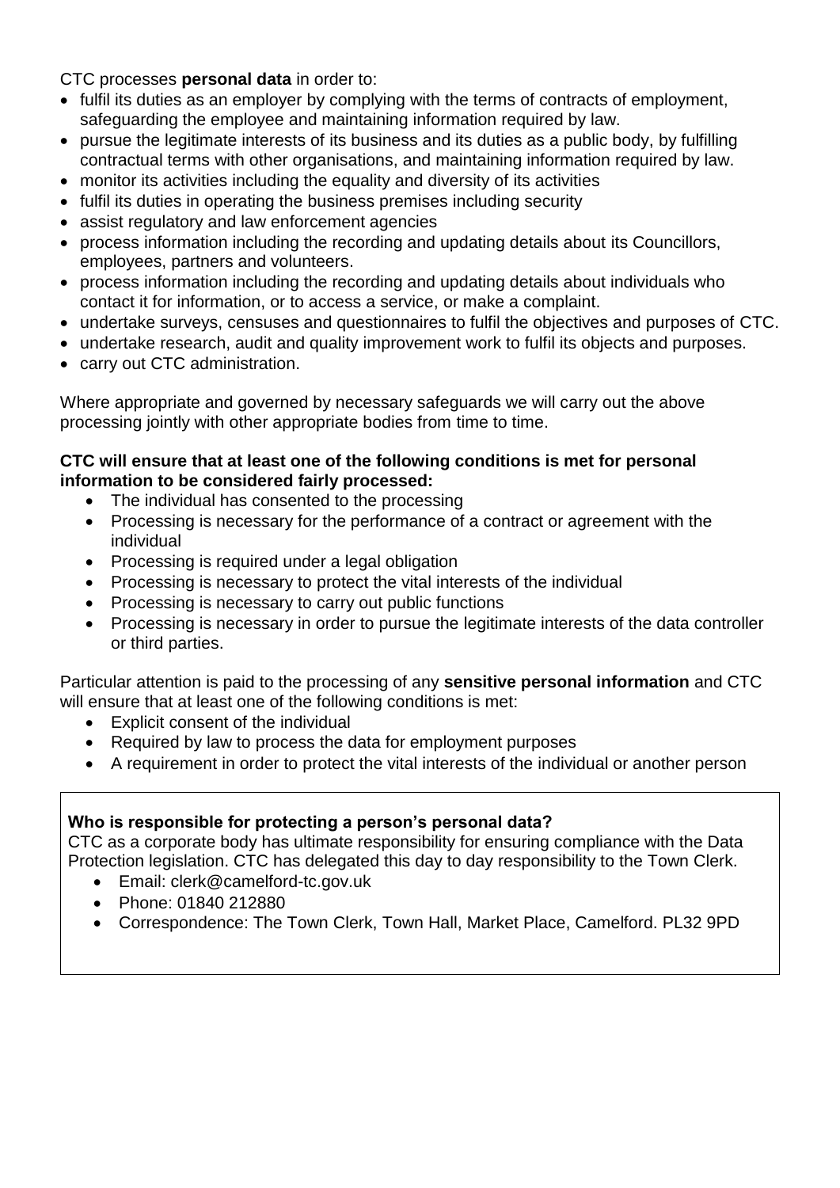CTC processes **personal data** in order to:

- fulfil its duties as an employer by complying with the terms of contracts of employment, safeguarding the employee and maintaining information required by law.
- pursue the legitimate interests of its business and its duties as a public body, by fulfilling contractual terms with other organisations, and maintaining information required by law.
- monitor its activities including the equality and diversity of its activities
- fulfil its duties in operating the business premises including security
- assist regulatory and law enforcement agencies
- process information including the recording and updating details about its Councillors, employees, partners and volunteers.
- process information including the recording and updating details about individuals who contact it for information, or to access a service, or make a complaint.
- undertake surveys, censuses and questionnaires to fulfil the objectives and purposes of CTC.
- undertake research, audit and quality improvement work to fulfil its objects and purposes.
- carry out CTC administration.

Where appropriate and governed by necessary safeguards we will carry out the above processing jointly with other appropriate bodies from time to time.

**CTC will ensure that at least one of the following conditions is met for personal information to be considered fairly processed:**

- The individual has consented to the processing
- Processing is necessary for the performance of a contract or agreement with the individual
- Processing is required under a legal obligation
- Processing is necessary to protect the vital interests of the individual
- Processing is necessary to carry out public functions
- Processing is necessary in order to pursue the legitimate interests of the data controller or third parties.

Particular attention is paid to the processing of any **sensitive personal information** and CTC will ensure that at least one of the following conditions is met:

- Explicit consent of the individual
- Required by law to process the data for employment purposes
- A requirement in order to protect the vital interests of the individual or another person

**Who is responsible for protecting a person's personal data?**

CTC as a corporate body has ultimate responsibility for ensuring compliance with the Data Protection legislation. CTC has delegated this day to day responsibility to the Town Clerk.

- Email: clerk@camelford-tc.gov.uk
- Phone: 01840 212880
- Correspondence: The Town Clerk, Town Hall, Market Place, Camelford. PL32 9PD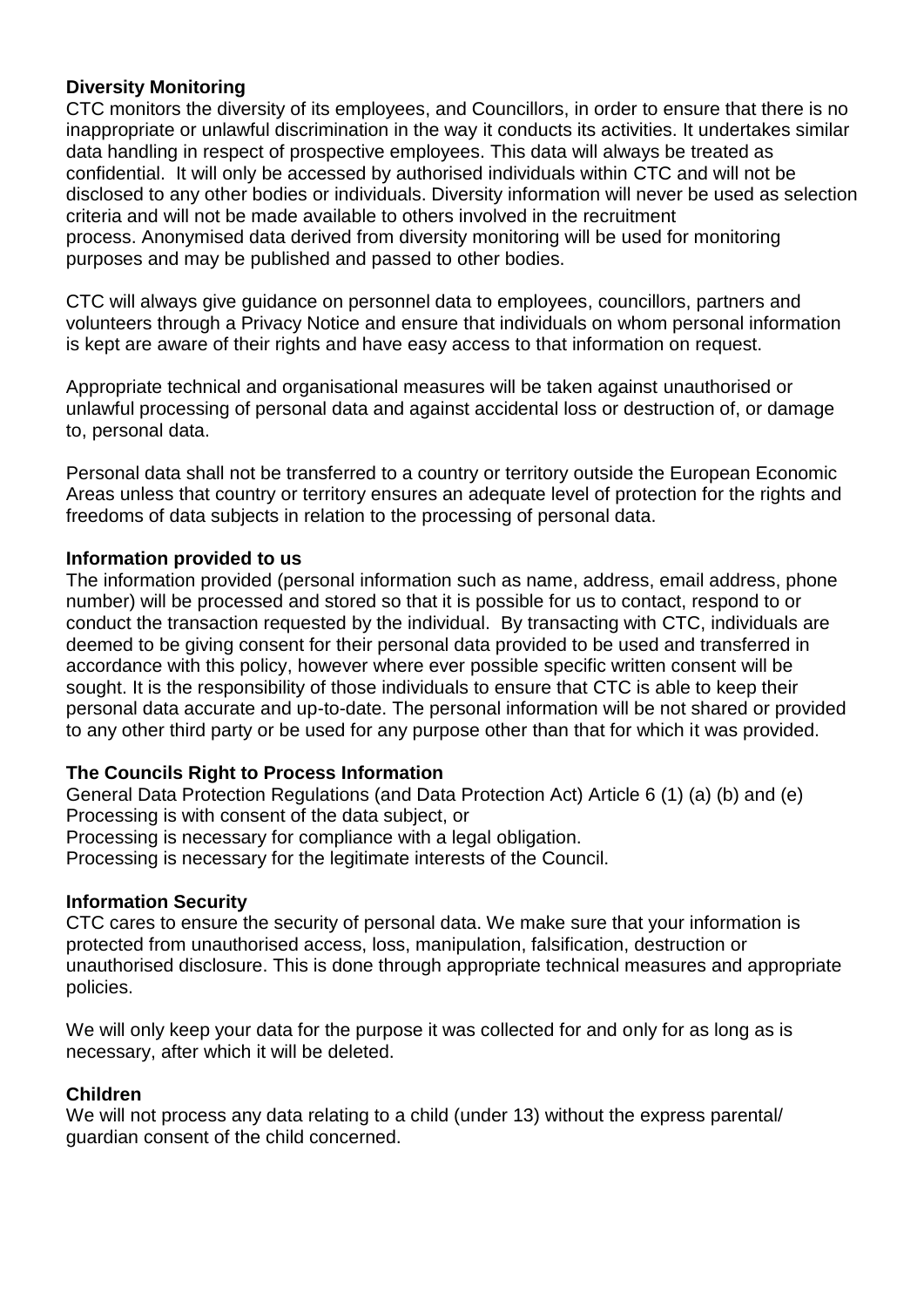**Diversity Monitoring**

CTC monitors the diversity of its employees, and Councillors, in order to ensure that there is no inappropriate or unlawful discrimination in the way it conducts its activities. It undertakes similar data handling in respect of prospective employees. This data will always be treated as confidential. It will only be accessed by authorised individuals within CTC and will not be disclosed to any other bodies or individuals. Diversity information will never be used as selection criteria and will not be made available to others involved in the recruitment process. Anonymised data derived from diversity monitoring will be used for monitoring purposes and may be published and passed to other bodies.

CTC will always give guidance on personnel data to employees, councillors, partners and volunteers through a Privacy Notice and ensure that individuals on whom personal information is kept are aware of their rights and have easy access to that information on request.

Appropriate technical and organisational measures will be taken against unauthorised or unlawful processing of personal data and against accidental loss or destruction of, or damage to, personal data.

Personal data shall not be transferred to a country or territory outside the European Economic Areas unless that country or territory ensures an adequate level of protection for the rights and freedoms of data subjects in relation to the processing of personal data.

**Information provided to us**

The information provided (personal information such as name, address, email address, phone number) will be processed and stored so that it is possible for us to contact, respond to or conduct the transaction requested by the individual. By transacting with CTC, individuals are deemed to be giving consent for their personal data provided to be used and transferred in accordance with this policy, however where ever possible specific written consent will be sought. It is the responsibility of those individuals to ensure that CTC is able to keep their personal data accurate and up-to-date. The personal information will be not shared or provided to any other third party or be used for any purpose other than that for which it was provided.

**The Councils Right to Process Information**

General Data Protection Regulations (and Data Protection Act) Article 6 (1) (a) (b) and (e)
Processing is with consent of the data subject, or
Processing is necessary for compliance with a legal obligation.
Processing is necessary for the legitimate interests of the Council.

**Information Security**

CTC cares to ensure the security of personal data. We make sure that your information is protected from unauthorised access, loss, manipulation, falsification, destruction or unauthorised disclosure. This is done through appropriate technical measures and appropriate policies.

We will only keep your data for the purpose it was collected for and only for as long as is necessary, after which it will be deleted.

**Children**

We will not process any data relating to a child (under 13) without the express parental/ guardian consent of the child concerned.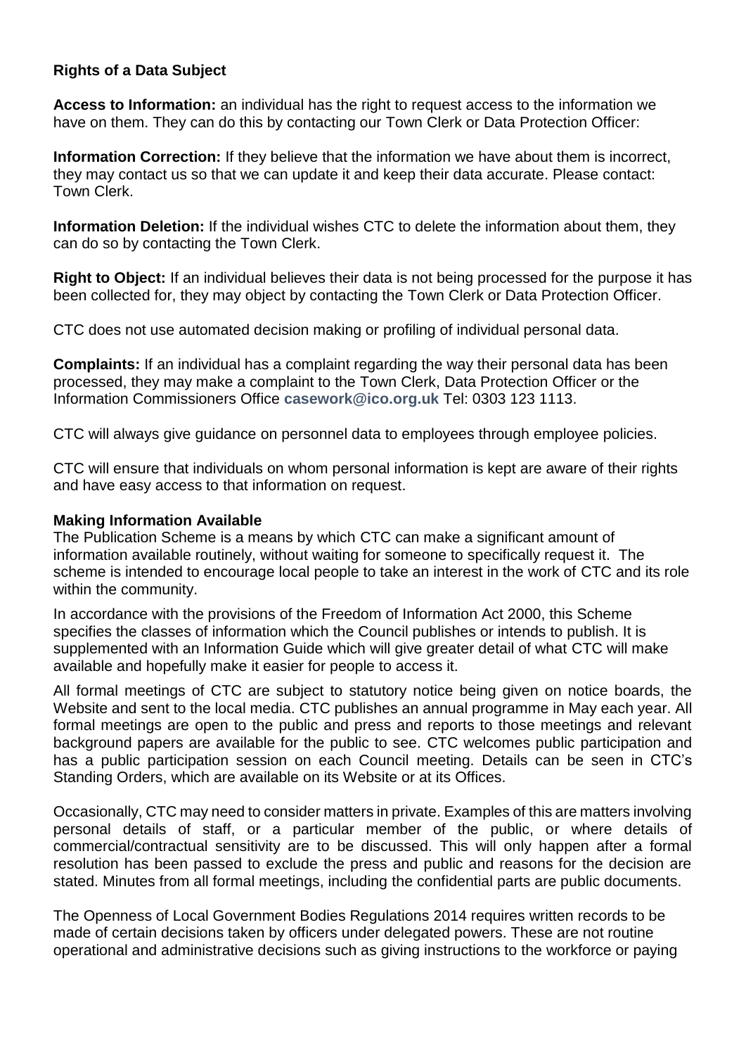**Rights of a Data Subject**

**Access to Information:** an individual has the right to request access to the information we have on them. They can do this by contacting our Town Clerk or Data Protection Officer:

**Information Correction:** If they believe that the information we have about them is incorrect, they may contact us so that we can update it and keep their data accurate. Please contact: Town Clerk.

**Information Deletion:** If the individual wishes CTC to delete the information about them, they can do so by contacting the Town Clerk.

**Right to Object:** If an individual believes their data is not being processed for the purpose it has been collected for, they may object by contacting the Town Clerk or Data Protection Officer.

CTC does not use automated decision making or profiling of individual personal data.

**Complaints:** If an individual has a complaint regarding the way their personal data has been processed, they may make a complaint to the Town Clerk, Data Protection Officer or the Information Commissioners Office **casework@ico.org.uk** Tel: 0303 123 1113.

CTC will always give guidance on personnel data to employees through employee policies.

CTC will ensure that individuals on whom personal information is kept are aware of their rights and have easy access to that information on request.

**Making Information Available**

The Publication Scheme is a means by which CTC can make a significant amount of information available routinely, without waiting for someone to specifically request it. The scheme is intended to encourage local people to take an interest in the work of CTC and its role within the community.

In accordance with the provisions of the Freedom of Information Act 2000, this Scheme specifies the classes of information which the Council publishes or intends to publish. It is supplemented with an Information Guide which will give greater detail of what CTC will make available and hopefully make it easier for people to access it.

All formal meetings of CTC are subject to statutory notice being given on notice boards, the Website and sent to the local media. CTC publishes an annual programme in May each year. All formal meetings are open to the public and press and reports to those meetings and relevant background papers are available for the public to see. CTC welcomes public participation and has a public participation session on each Council meeting. Details can be seen in CTC's Standing Orders, which are available on its Website or at its Offices.

Occasionally, CTC may need to consider matters in private. Examples of this are matters involving personal details of staff, or a particular member of the public, or where details of commercial/contractual sensitivity are to be discussed. This will only happen after a formal resolution has been passed to exclude the press and public and reasons for the decision are stated. Minutes from all formal meetings, including the confidential parts are public documents.

The Openness of Local Government Bodies Regulations 2014 requires written records to be made of certain decisions taken by officers under delegated powers. These are not routine operational and administrative decisions such as giving instructions to the workforce or paying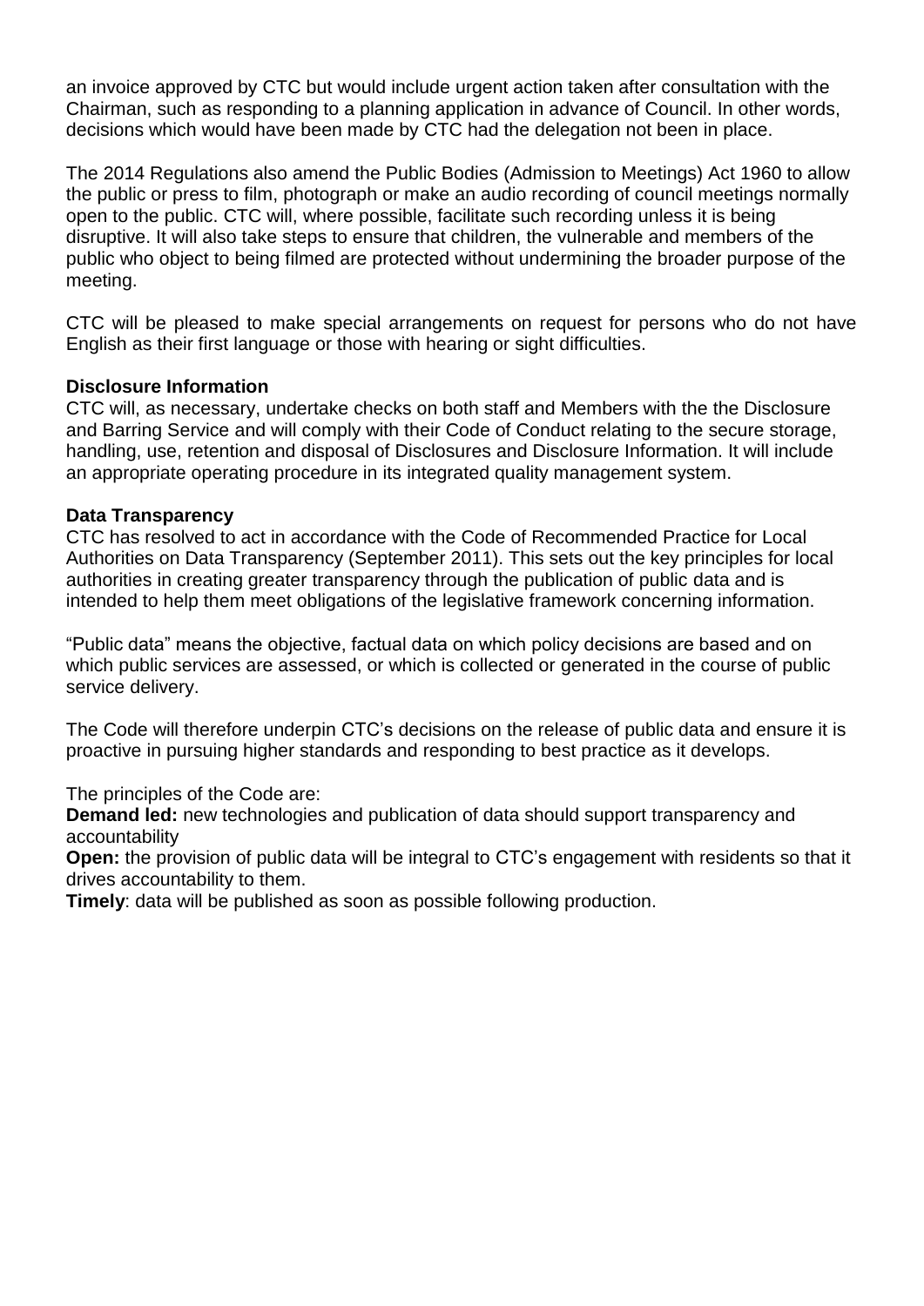an invoice approved by CTC but would include urgent action taken after consultation with the Chairman, such as responding to a planning application in advance of Council. In other words, decisions which would have been made by CTC had the delegation not been in place.

The 2014 Regulations also amend the Public Bodies (Admission to Meetings) Act 1960 to allow the public or press to film, photograph or make an audio recording of council meetings normally open to the public. CTC will, where possible, facilitate such recording unless it is being disruptive. It will also take steps to ensure that children, the vulnerable and members of the public who object to being filmed are protected without undermining the broader purpose of the meeting.

CTC will be pleased to make special arrangements on request for persons who do not have English as their first language or those with hearing or sight difficulties.

**Disclosure Information**
CTC will, as necessary, undertake checks on both staff and Members with the the Disclosure and Barring Service and will comply with their Code of Conduct relating to the secure storage, handling, use, retention and disposal of Disclosures and Disclosure Information. It will include an appropriate operating procedure in its integrated quality management system.

**Data Transparency**
CTC has resolved to act in accordance with the Code of Recommended Practice for Local Authorities on Data Transparency (September 2011). This sets out the key principles for local authorities in creating greater transparency through the publication of public data and is intended to help them meet obligations of the legislative framework concerning information.

"Public data" means the objective, factual data on which policy decisions are based and on which public services are assessed, or which is collected or generated in the course of public service delivery.

The Code will therefore underpin CTC's decisions on the release of public data and ensure it is proactive in pursuing higher standards and responding to best practice as it develops.

The principles of the Code are:
**Demand led:** new technologies and publication of data should support transparency and accountability
**Open:** the provision of public data will be integral to CTC's engagement with residents so that it drives accountability to them.
**Timely**: data will be published as soon as possible following production.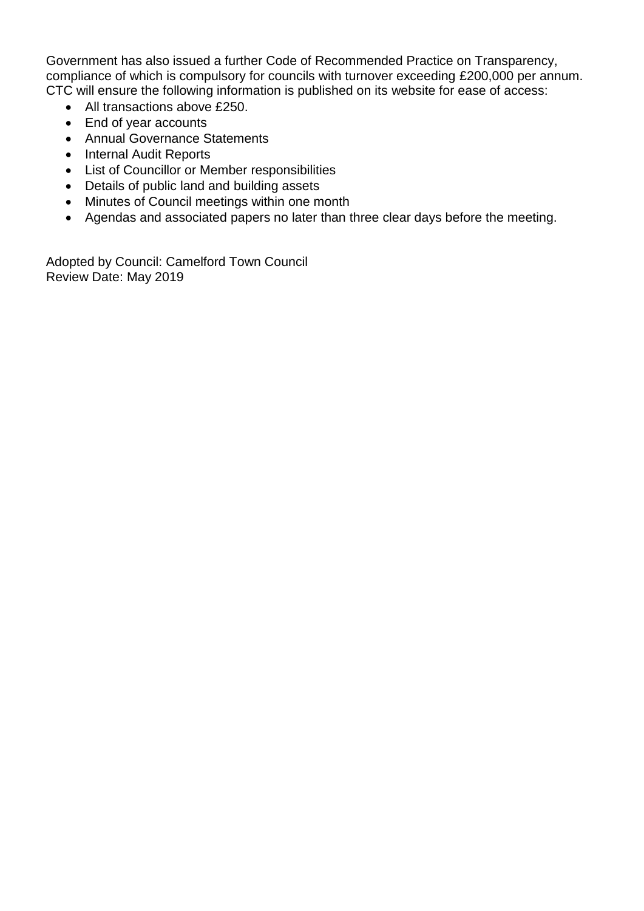Government has also issued a further Code of Recommended Practice on Transparency, compliance of which is compulsory for councils with turnover exceeding £200,000 per annum. CTC will ensure the following information is published on its website for ease of access:

- All transactions above £250.
- End of year accounts
- Annual Governance Statements
- Internal Audit Reports
- List of Councillor or Member responsibilities
- Details of public land and building assets
- Minutes of Council meetings within one month
- Agendas and associated papers no later than three clear days before the meeting.

Adopted by Council: Camelford Town Council
Review Date: May 2019